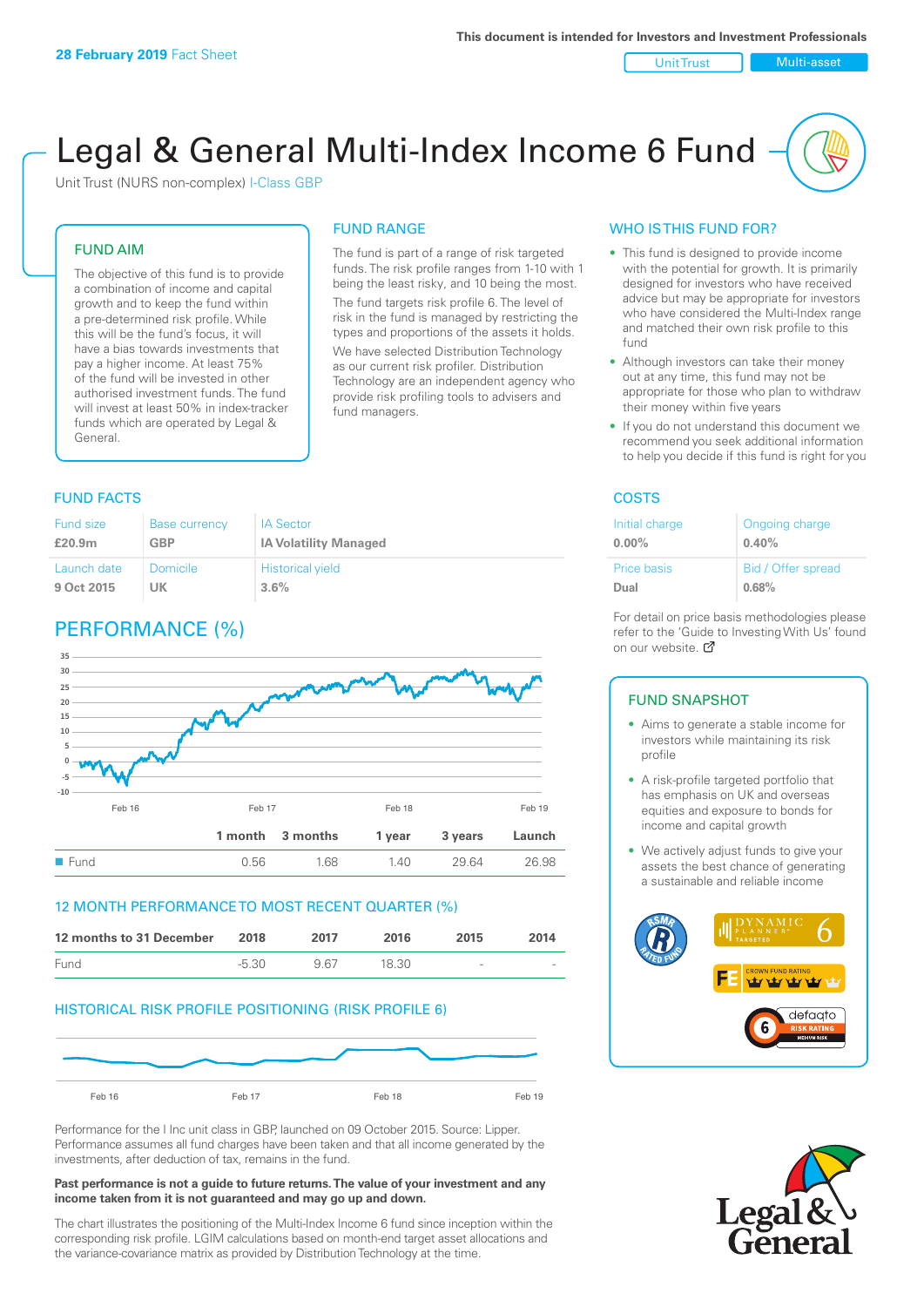**28 February 2019** Fact Sheet

This document is intended for Investors and Investment Professionals

Unit Trust | Multi-asset

# Legal & General Multi-Index Income 6 Fund

Unit Trust (NURS non-complex) I-Class GBP

## FUND AIM

The objective of this fund is to provide a combination of income and capital growth and to keep the fund within a pre-determined risk profile. While this will be the fund's focus, it will have a bias towards investments that pay a higher income. At least 75% of the fund will be invested in other authorised investment funds. The fund will invest at least 50% in index-tracker funds which are operated by Legal & General.

## FUND RANGE

The fund is part of a range of risk targeted funds. The risk profile ranges from 1-10 with 1 being the least risky, and 10 being the most.

The fund targets risk profile 6. The level of risk in the fund is managed by restricting the types and proportions of the assets it holds. We have selected Distribution Technology as our current risk profiler. Distribution Technology are an independent agency who provide risk profiling tools to advisers and fund managers.

## WHO IS THIS FUND FOR?

- This fund is designed to provide income with the potential for growth. It is primarily designed for investors who have received advice but may be appropriate for investors who have considered the Multi-Index range and matched their own risk profile to this fund
- Although investors can take their money out at any time, this fund may not be appropriate for those who plan to withdraw their money within five years
- If you do not understand this document we recommend you seek additional information to help you decide if this fund is right for you

## FUND FACTS

| Fund size | Base currency | IA Sector |
|---|---|---|
| **£20.9m** | **GBP** | **IA Volatility Managed** |
| Launch date | Domicile | Historical yield |
| **9 Oct 2015** | **UK** | **3.6%** |

## COSTS

| Initial charge | Ongoing charge |
|---|---|
| **0.00%** | **0.40%** |
| Price basis | Bid / Offer spread |
| **Dual** | **0.68%** |

For detail on price basis methodologies please refer to the 'Guide to Investing With Us' found on our website.

## PERFORMANCE (%)

| | 1 month | 3 months | 1 year | 3 years | Launch |
|---|---|---|---|---|---|
| Fund | 0.56 | 1.68 | 1.40 | 29.64 | 26.98 |

## 12 MONTH PERFORMANCE TO MOST RECENT QUARTER (%)

| 12 months to 31 December | 2018 | 2017 | 2016 | 2015 | 2014 |
|---|---|---|---|---|---|
| Fund | -5.30 | 9.67 | 18.30 | - | - |

## HISTORICAL RISK PROFILE POSITIONING (RISK PROFILE 6)

Performance for the I Inc unit class in GBP, launched on 09 October 2015. Source: Lipper. Performance assumes all fund charges have been taken and that all income generated by the investments, after deduction of tax, remains in the fund.

**Past performance is not a guide to future returns. The value of your investment and any income taken from it is not guaranteed and may go up and down.**

The chart illustrates the positioning of the Multi-Index Income 6 fund since inception within the corresponding risk profile. LGIM calculations based on month-end target asset allocations and the variance-covariance matrix as provided by Distribution Technology at the time.

## FUND SNAPSHOT

- Aims to generate a stable income for investors while maintaining its risk profile
- A risk-profile targeted portfolio that has emphasis on UK and overseas equities and exposure to bonds for income and capital growth
- We actively adjust funds to give your assets the best chance of generating a sustainable and reliable income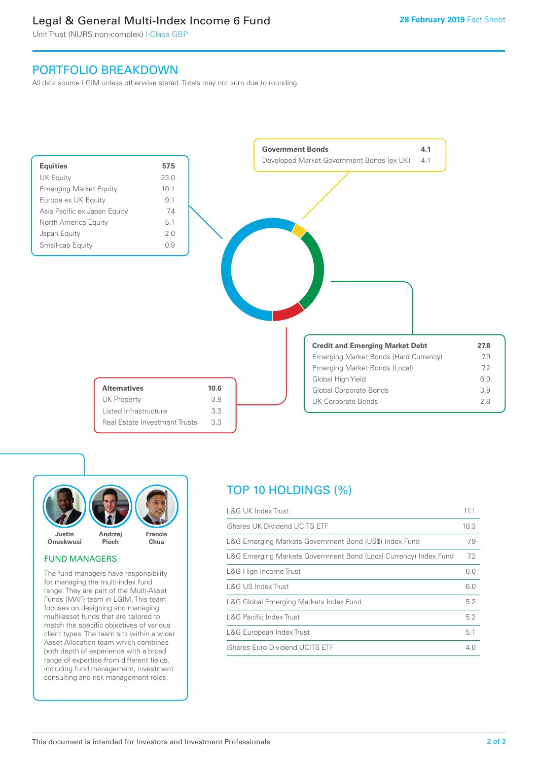## PORTFOLIO BREAKDOWN

All data source LGIM unless otherwise stated. Totals may not sum due to rounding.

| Equities | 57.5 |
|---|---|
| UK Equity | 23.0 |
| Emerging Market Equity | 10.1 |
| Europe ex UK Equity | 9.1 |
| Asia Pacific ex Japan Equity | 7.4 |
| North America Equity | 5.1 |
| Japan Equity | 2.0 |
| Small-cap Equity | 0.9 |

| Government Bonds | 4.1 |
|---|---|
| Developed Market Government Bonds (ex UK) | 4.1 |

| Credit and Emerging Market Debt | 27.8 |
|---|---|
| Emerging Market Bonds (Hard Currency) | 7.9 |
| Emerging Market Bonds (Local) | 7.2 |
| Global High Yield | 6.0 |
| Global Corporate Bonds | 3.9 |
| UK Corporate Bonds | 2.8 |

| Alternatives | 10.6 |
|---|---|
| UK Property | 3.9 |
| Listed Infrastructure | 3.3 |
| Real Estate Investment Trusts | 3.3 |

Justin Onuekwusi, Andrzej Pioch, Francis Chua

### FUND MANAGERS

The fund managers have responsibility for managing the multi-index fund range. They are part of the Multi-Asset Funds (MAF) team in LGIM. This team focuses on designing and managing multi-asset funds that are tailored to match the specific objectives of various client types. The team sits within a wider Asset Allocation team which combines both depth of experience with a broad range of expertise from different fields, including fund management, investment consulting and risk management roles.

## TOP 10 HOLDINGS (%)

| Holding | % |
|---|---|
| L&G UK Index Trust | 11.1 |
| iShares UK Dividend UCITS ETF | 10.3 |
| L&G Emerging Markets Government Bond (US$) Index Fund | 7.9 |
| L&G Emerging Markets Government Bond (Local Currency) Index Fund | 7.2 |
| L&G High Income Trust | 6.0 |
| L&G US Index Trust | 6.0 |
| L&G Global Emerging Markets Index Fund | 5.2 |
| L&G Pacific Index Trust | 5.2 |
| L&G European Index Trust | 5.1 |
| iShares Euro Dividend UCITS ETF | 4.0 |

This document is intended for Investors and Investment Professionals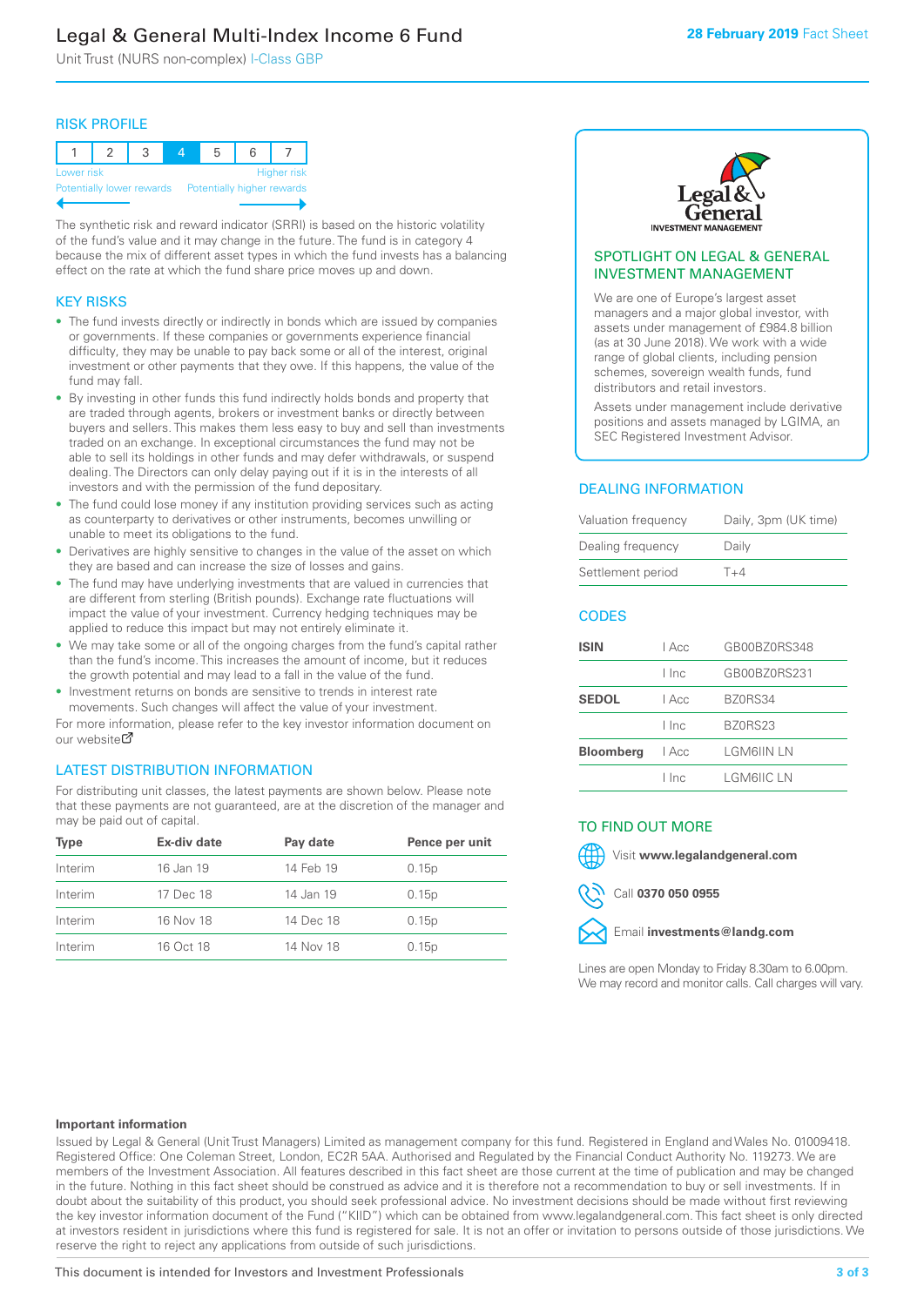# Legal & General Multi-Index Income 6 Fund

Unit Trust (NURS non-complex) I-Class GBP

**28 February 2019** Fact Sheet

## RISK PROFILE

| 1 | 2 | 3 | 4 | 5 | 6 | 7 |
|---|---|---|---|---|---|---|

Lower risk — Higher risk

Potentially lower rewards — Potentially higher rewards

The synthetic risk and reward indicator (SRRI) is based on the historic volatility of the fund's value and it may change in the future. The fund is in category 4 because the mix of different asset types in which the fund invests has a balancing effect on the rate at which the fund share price moves up and down.

## KEY RISKS

- The fund invests directly or indirectly in bonds which are issued by companies or governments. If these companies or governments experience financial difficulty, they may be unable to pay back some or all of the interest, original investment or other payments that they owe. If this happens, the value of the fund may fall.
- By investing in other funds this fund indirectly holds bonds and property that are traded through agents, brokers or investment banks or directly between buyers and sellers. This makes them less easy to buy and sell than investments traded on an exchange. In exceptional circumstances the fund may not be able to sell its holdings in other funds and may defer withdrawals, or suspend dealing. The Directors can only delay paying out if it is in the interests of all investors and with the permission of the fund depositary.
- The fund could lose money if any institution providing services such as acting as counterparty to derivatives or other instruments, becomes unwilling or unable to meet its obligations to the fund.
- Derivatives are highly sensitive to changes in the value of the asset on which they are based and can increase the size of losses and gains.
- The fund may have underlying investments that are valued in currencies that are different from sterling (British pounds). Exchange rate fluctuations will impact the value of your investment. Currency hedging techniques may be applied to reduce this impact but may not entirely eliminate it.
- We may take some or all of the ongoing charges from the fund's capital rather than the fund's income. This increases the amount of income, but it reduces the growth potential and may lead to a fall in the value of the fund.
- Investment returns on bonds are sensitive to trends in interest rate movements. Such changes will affect the value of your investment.

For more information, please refer to the key investor information document on our website

## LATEST DISTRIBUTION INFORMATION

For distributing unit classes, the latest payments are shown below. Please note that these payments are not guaranteed, are at the discretion of the manager and may be paid out of capital.

| Type | Ex-div date | Pay date | Pence per unit |
|---|---|---|---|
| Interim | 16 Jan 19 | 14 Feb 19 | 0.15p |
| Interim | 17 Dec 18 | 14 Jan 19 | 0.15p |
| Interim | 16 Nov 18 | 14 Dec 18 | 0.15p |
| Interim | 16 Oct 18 | 14 Nov 18 | 0.15p |

## SPOTLIGHT ON LEGAL & GENERAL INVESTMENT MANAGEMENT

We are one of Europe's largest asset managers and a major global investor, with assets under management of £984.8 billion (as at 30 June 2018). We work with a wide range of global clients, including pension schemes, sovereign wealth funds, fund distributors and retail investors.

Assets under management include derivative positions and assets managed by LGIMA, an SEC Registered Investment Advisor.

## DEALING INFORMATION

| | |
|---|---|
| Valuation frequency | Daily, 3pm (UK time) |
| Dealing frequency | Daily |
| Settlement period | T+4 |

## CODES

| | | |
|---|---|---|
| **ISIN** | I Acc | GB00BZ0RS348 |
| | I Inc | GB00BZ0RS231 |
| **SEDOL** | I Acc | BZ0RS34 |
| | I Inc | BZ0RS23 |
| **Bloomberg** | I Acc | LGM6IIN LN |
| | I Inc | LGM6IIC LN |

## TO FIND OUT MORE

Visit **www.legalandgeneral.com**

Call **0370 050 0955**

Email **investments@landg.com**

Lines are open Monday to Friday 8.30am to 6.00pm. We may record and monitor calls. Call charges will vary.

**Important information**

Issued by Legal & General (Unit Trust Managers) Limited as management company for this fund. Registered in England and Wales No. 01009418. Registered Office: One Coleman Street, London, EC2R 5AA. Authorised and Regulated by the Financial Conduct Authority No. 119273. We are members of the Investment Association. All features described in this fact sheet are those current at the time of publication and may be changed in the future. Nothing in this fact sheet should be construed as advice and it is therefore not a recommendation to buy or sell investments. If in doubt about the suitability of this product, you should seek professional advice. No investment decisions should be made without first reviewing the key investor information document of the Fund ("KIID") which can be obtained from www.legalandgeneral.com. This fact sheet is only directed at investors resident in jurisdictions where this fund is registered for sale. It is not an offer or invitation to persons outside of those jurisdictions. We reserve the right to reject any applications from outside of such jurisdictions.

This document is intended for Investors and Investment Professionals